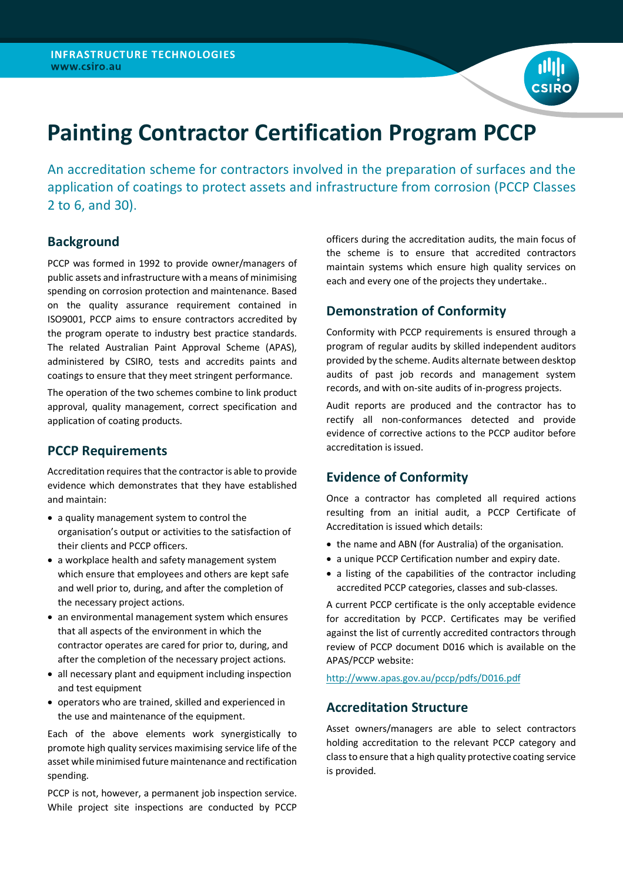# Painting Contractor Certification Program PCCP

An accreditation scheme for contractors involved in the preparation of surfaces and the application of coatings to protect assets and infrastructure from corrosion (PCCP Classes 2 to 6, and 30).

## Background

PCCP was formed in 1992 to provide owner/managers of public assets and infrastructure with a means of minimising spending on corrosion protection and maintenance. Based on the quality assurance requirement contained in ISO9001, PCCP aims to ensure contractors accredited by the program operate to industry best practice standards. The related Australian Paint Approval Scheme (APAS), administered by CSIRO, tests and accredits paints and coatings to ensure that they meet stringent performance.

The operation of the two schemes combine to link product approval, quality management, correct specification and application of coating products.

## PCCP Requirements

Accreditation requires that the contractor is able to provide evidence which demonstrates that they have established and maintain:

- a quality management system to control the organisation's output or activities to the satisfaction of their clients and PCCP officers.
- a workplace health and safety management system which ensure that employees and others are kept safe and well prior to, during, and after the completion of the necessary project actions.
- an environmental management system which ensures that all aspects of the environment in which the contractor operates are cared for prior to, during, and after the completion of the necessary project actions.
- all necessary plant and equipment including inspection and test equipment
- operators who are trained, skilled and experienced in the use and maintenance of the equipment.

Each of the above elements work synergistically to promote high quality services maximising service life of the asset while minimised future maintenance and rectification spending.

PCCP is not, however, a permanent job inspection service. While project site inspections are conducted by PCCP officers during the accreditation audits, the main focus of the scheme is to ensure that accredited contractors maintain systems which ensure high quality services on each and every one of the projects they undertake..

## Demonstration of Conformity

Conformity with PCCP requirements is ensured through a program of regular audits by skilled independent auditors provided by the scheme. Audits alternate between desktop audits of past job records and management system records, and with on-site audits of in-progress projects.

Audit reports are produced and the contractor has to rectify all non-conformances detected and provide evidence of corrective actions to the PCCP auditor before accreditation is issued.

## Evidence of Conformity

Once a contractor has completed all required actions resulting from an initial audit, a PCCP Certificate of Accreditation is issued which details:

- the name and ABN (for Australia) of the organisation.
- a unique PCCP Certification number and expiry date.
- a listing of the capabilities of the contractor including accredited PCCP categories, classes and sub-classes.

A current PCCP certificate is the only acceptable evidence for accreditation by PCCP. Certificates may be verified against the list of currently accredited contractors through review of PCCP document D016 which is available on the APAS/PCCP website:

http://www.apas.gov.au/pccp/pdfs/D016.pdf

## Accreditation Structure

Asset owners/managers are able to select contractors holding accreditation to the relevant PCCP category and class to ensure that a high quality protective coating service is provided.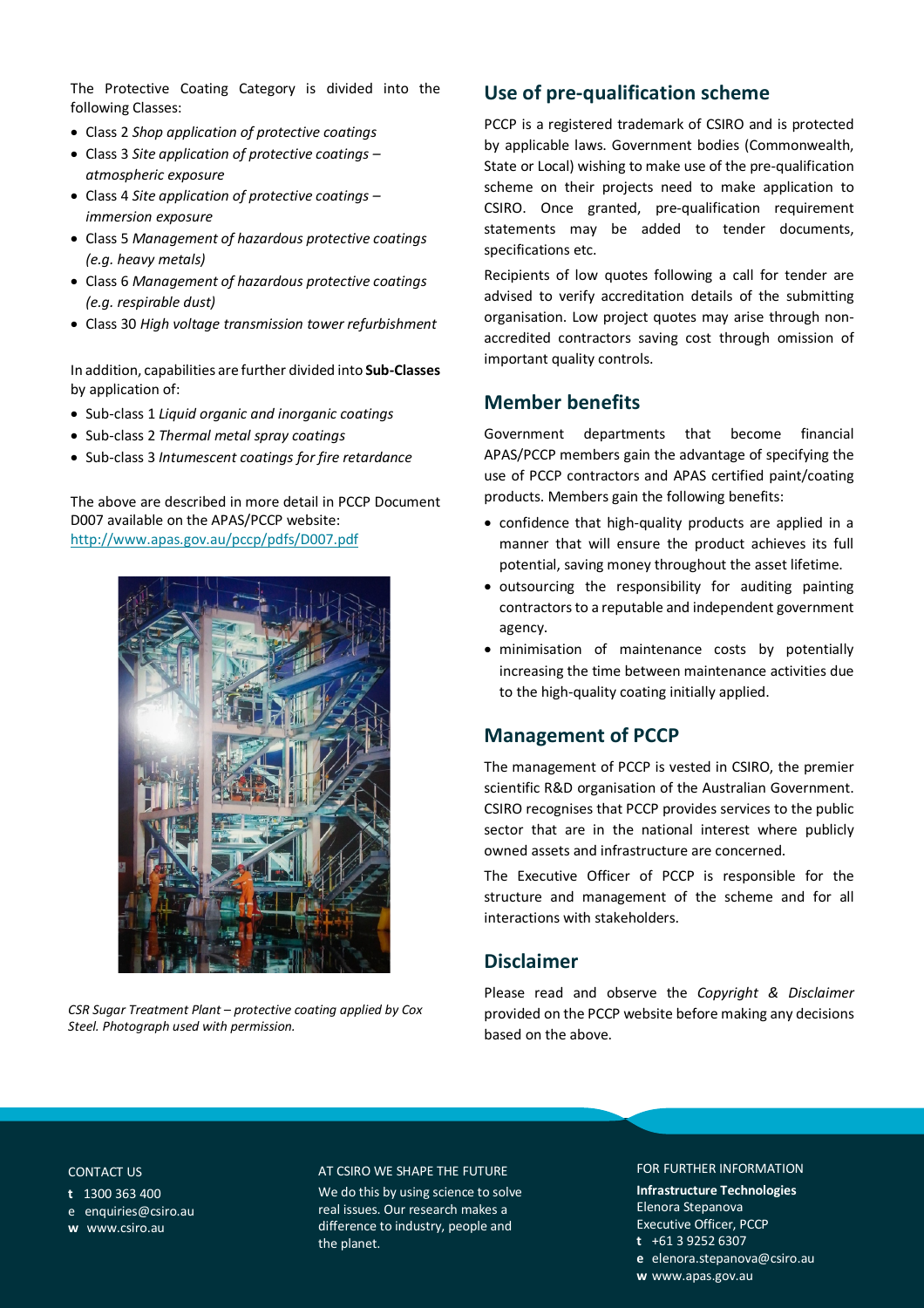The Protective Coating Category is divided into the following Classes:

- Class 2 *Shop application of protective coatings*
- Class 3 *Site application of protective coatings – atmospheric exposure*
- Class 4 *Site application of protective coatings – immersion exposure*
- Class 5 *Management of hazardous protective coatings (e.g. heavy metals)*
- Class 6 *Management of hazardous protective coatings (e.g. respirable dust)*
- Class 30 *High voltage transmission tower refurbishment*

In addition, capabilities are further divided into **Sub-Classes** by application of:

- Sub-class 1 *Liquid organic and inorganic coatings*
- Sub-class 2 *Thermal metal spray coatings*
- Sub-class 3 *Intumescent coatings for fire retardance*

The above are described in more detail in PCCP Document D007 available on the APAS/PCCP website: http://www.apas.gov.au/pccp/pdfs/D007.pdf

*CSR Sugar Treatment Plant – protective coating applied by Cox Steel. Photograph used with permission.*

## Use of pre-qualification scheme

PCCP is a registered trademark of CSIRO and is protected by applicable laws. Government bodies (Commonwealth, State or Local) wishing to make use of the pre-qualification scheme on their projects need to make application to CSIRO. Once granted, pre-qualification requirement statements may be added to tender documents, specifications etc.

Recipients of low quotes following a call for tender are advised to verify accreditation details of the submitting organisation. Low project quotes may arise through non-accredited contractors saving cost through omission of important quality controls.

## Member benefits

Government departments that become financial APAS/PCCP members gain the advantage of specifying the use of PCCP contractors and APAS certified paint/coating products. Members gain the following benefits:

- confidence that high-quality products are applied in a manner that will ensure the product achieves its full potential, saving money throughout the asset lifetime.
- outsourcing the responsibility for auditing painting contractors to a reputable and independent government agency.
- minimisation of maintenance costs by potentially increasing the time between maintenance activities due to the high-quality coating initially applied.

## Management of PCCP

The management of PCCP is vested in CSIRO, the premier scientific R&D organisation of the Australian Government. CSIRO recognises that PCCP provides services to the public sector that are in the national interest where publicly owned assets and infrastructure are concerned.

The Executive Officer of PCCP is responsible for the structure and management of the scheme and for all interactions with stakeholders.

## Disclaimer

Please read and observe the *Copyright & Disclaimer* provided on the PCCP website before making any decisions based on the above.

CONTACT US

**t** 1300 363 400
e enquiries@csiro.au
**w** www.csiro.au

AT CSIRO WE SHAPE THE FUTURE

We do this by using science to solve real issues. Our research makes a difference to industry, people and the planet.

FOR FURTHER INFORMATION

**Infrastructure Technologies**
Elenora Stepanova
Executive Officer, PCCP
**t** +61 3 9252 6307
**e** elenora.stepanova@csiro.au
**w** www.apas.gov.au